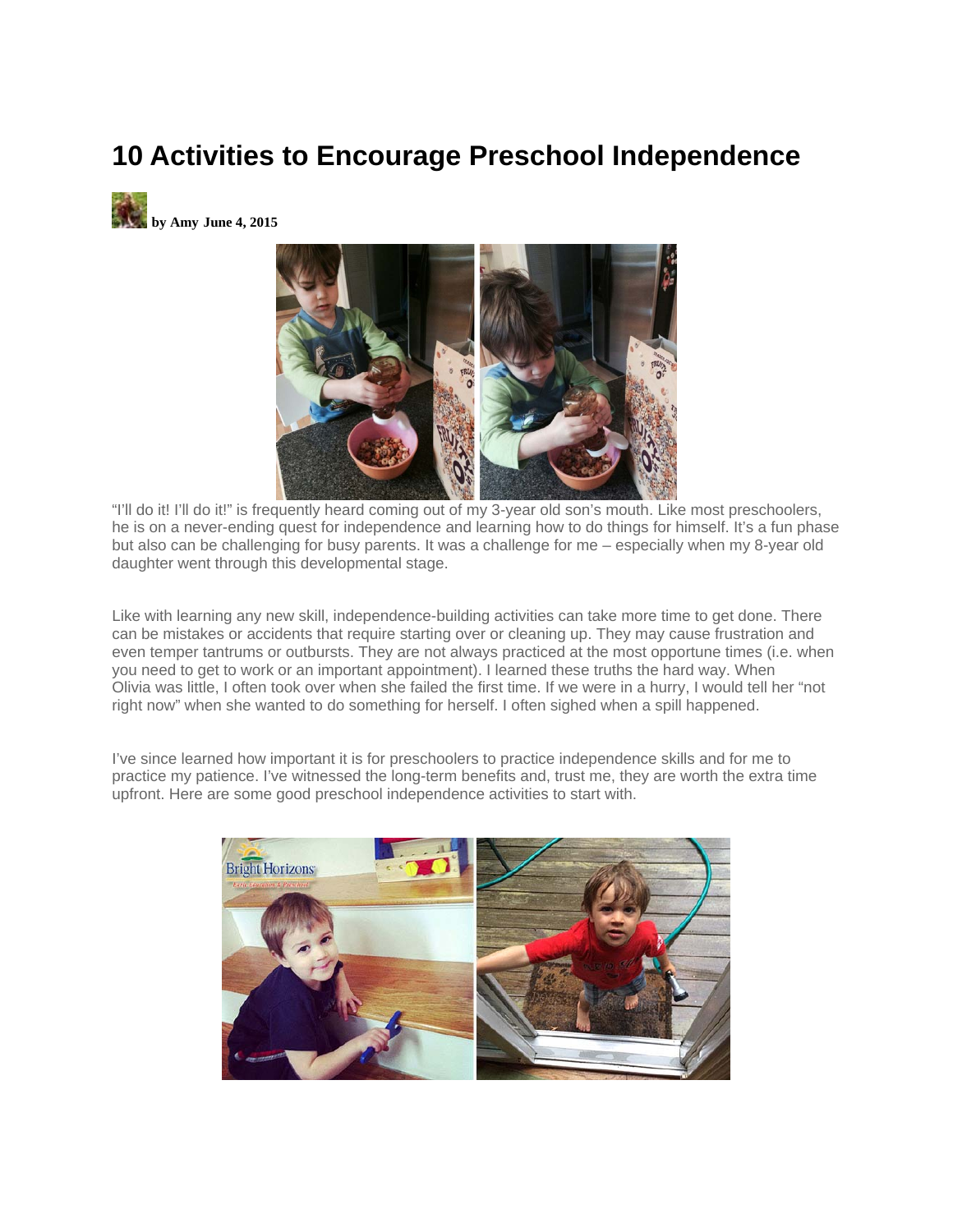# 10 Activities to Encourage Preschool Independence

**by Amy June 4, 2015**

"I'll do it! I'll do it!" is frequently heard coming out of my 3-year old son's mouth. Like most preschoolers, he is on a never-ending quest for independence and learning how to do things for himself. It's a fun phase but also can be challenging for busy parents. It was a challenge for me – especially when my 8-year old daughter went through this developmental stage.

Like with learning any new skill, independence-building activities can take more time to get done. There can be mistakes or accidents that require starting over or cleaning up. They may cause frustration and even temper tantrums or outbursts. They are not always practiced at the most opportune times (i.e. when you need to get to work or an important appointment). I learned these truths the hard way. When Olivia was little, I often took over when she failed the first time. If we were in a hurry, I would tell her "not right now" when she wanted to do something for herself. I often sighed when a spill happened.

I've since learned how important it is for preschoolers to practice independence skills and for me to practice my patience. I've witnessed the long-term benefits and, trust me, they are worth the extra time upfront. Here are some good preschool independence activities to start with.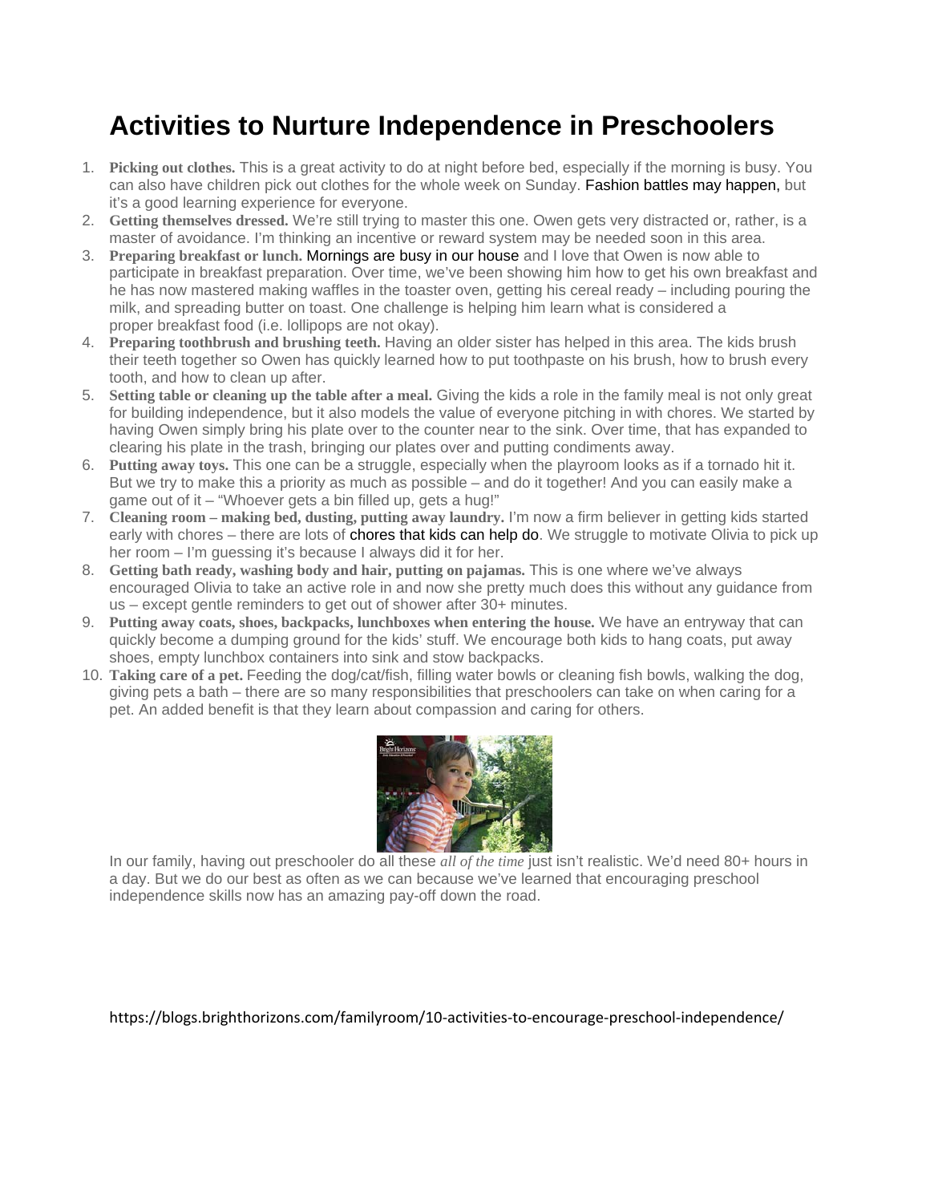# Activities to Nurture Independence in Preschoolers

1. **Picking out clothes.** This is a great activity to do at night before bed, especially if the morning is busy. You can also have children pick out clothes for the whole week on Sunday. Fashion battles may happen, but it's a good learning experience for everyone.
2. **Getting themselves dressed.** We're still trying to master this one. Owen gets very distracted or, rather, is a master of avoidance. I'm thinking an incentive or reward system may be needed soon in this area.
3. **Preparing breakfast or lunch.** Mornings are busy in our house and I love that Owen is now able to participate in breakfast preparation. Over time, we've been showing him how to get his own breakfast and he has now mastered making waffles in the toaster oven, getting his cereal ready – including pouring the milk, and spreading butter on toast. One challenge is helping him learn what is considered a proper breakfast food (i.e. lollipops are not okay).
4. **Preparing toothbrush and brushing teeth.** Having an older sister has helped in this area. The kids brush their teeth together so Owen has quickly learned how to put toothpaste on his brush, how to brush every tooth, and how to clean up after.
5. **Setting table or cleaning up the table after a meal.** Giving the kids a role in the family meal is not only great for building independence, but it also models the value of everyone pitching in with chores. We started by having Owen simply bring his plate over to the counter near to the sink. Over time, that has expanded to clearing his plate in the trash, bringing our plates over and putting condiments away.
6. **Putting away toys.** This one can be a struggle, especially when the playroom looks as if a tornado hit it. But we try to make this a priority as much as possible – and do it together! And you can easily make a game out of it – "Whoever gets a bin filled up, gets a hug!"
7. **Cleaning room – making bed, dusting, putting away laundry.** I'm now a firm believer in getting kids started early with chores – there are lots of chores that kids can help do. We struggle to motivate Olivia to pick up her room – I'm guessing it's because I always did it for her.
8. **Getting bath ready, washing body and hair, putting on pajamas.** This is one where we've always encouraged Olivia to take an active role in and now she pretty much does this without any guidance from us – except gentle reminders to get out of shower after 30+ minutes.
9. **Putting away coats, shoes, backpacks, lunchboxes when entering the house.** We have an entryway that can quickly become a dumping ground for the kids' stuff. We encourage both kids to hang coats, put away shoes, empty lunchbox containers into sink and stow backpacks.
10. **Taking care of a pet.** Feeding the dog/cat/fish, filling water bowls or cleaning fish bowls, walking the dog, giving pets a bath – there are so many responsibilities that preschoolers can take on when caring for a pet. An added benefit is that they learn about compassion and caring for others.

In our family, having out preschooler do all these *all of the time* just isn't realistic. We'd need 80+ hours in a day. But we do our best as often as we can because we've learned that encouraging preschool independence skills now has an amazing pay-off down the road.

https://blogs.brighthorizons.com/familyroom/10-activities-to-encourage-preschool-independence/